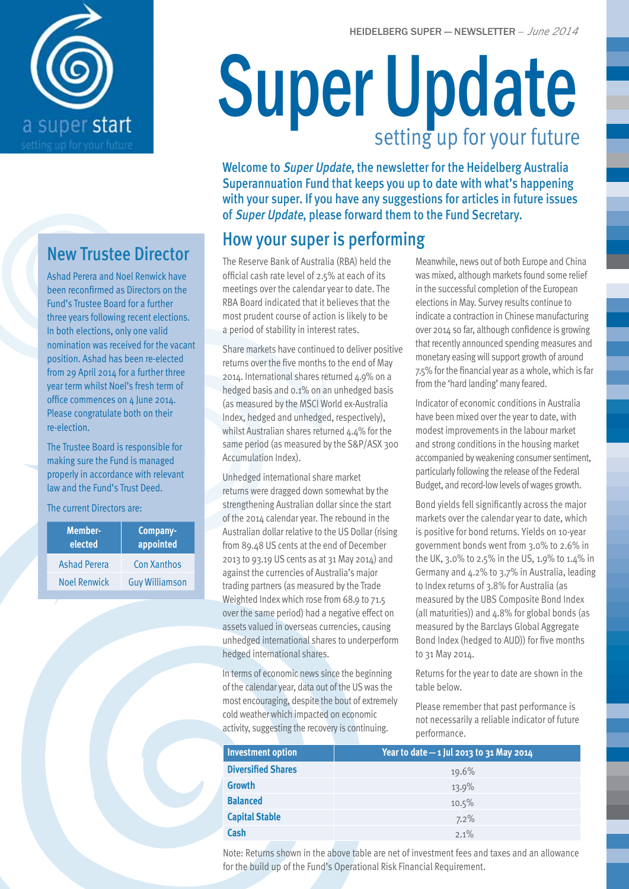HEIDELBERG SUPER — NEWSLETTER – *June 2014*

a super start
setting up for your future

# Super Update

setting up for your future

**Welcome to *Super Update*, the newsletter for the Heidelberg Australia Superannuation Fund that keeps you up to date with what's happening with your super. If you have any suggestions for articles in future issues of *Super Update*, please forward them to the Fund Secretary.**

## New Trustee Director

Ashad Perera and Noel Renwick have been reconfirmed as Directors on the Fund's Trustee Board for a further three years following recent elections. In both elections, only one valid nomination was received for the vacant position. Ashad has been re-elected from 29 April 2014 for a further three year term whilst Noel's fresh term of office commences on 4 June 2014. Please congratulate both on their re-election.

The Trustee Board is responsible for making sure the Fund is managed properly in accordance with relevant law and the Fund's Trust Deed.

The current Directors are:

| Member-elected | Company-appointed |
|---|---|
| Ashad Perera | Con Xanthos |
| Noel Renwick | Guy Williamson |

## How your super is performing

The Reserve Bank of Australia (RBA) held the official cash rate level of 2.5% at each of its meetings over the calendar year to date. The RBA Board indicated that it believes that the most prudent course of action is likely to be a period of stability in interest rates.

Share markets have continued to deliver positive returns over the five months to the end of May 2014. International shares returned 4.9% on a hedged basis and 0.1% on an unhedged basis (as measured by the MSCI World ex-Australia Index, hedged and unhedged, respectively), whilst Australian shares returned 4.4% for the same period (as measured by the S&P/ASX 300 Accumulation Index).

Unhedged international share market returns were dragged down somewhat by the strengthening Australian dollar since the start of the 2014 calendar year. The rebound in the Australian dollar relative to the US Dollar (rising from 89.48 US cents at the end of December 2013 to 93.19 US cents as at 31 May 2014) and against the currencies of Australia's major trading partners (as measured by the Trade Weighted Index which rose from 68.9 to 71.5 over the same period) had a negative effect on assets valued in overseas currencies, causing unhedged international shares to underperform hedged international shares.

In terms of economic news since the beginning of the calendar year, data out of the US was the most encouraging, despite the bout of extremely cold weather which impacted on economic activity, suggesting the recovery is continuing.

Meanwhile, news out of both Europe and China was mixed, although markets found some relief in the successful completion of the European elections in May. Survey results continue to indicate a contraction in Chinese manufacturing over 2014 so far, although confidence is growing that recently announced spending measures and monetary easing will support growth of around 7.5% for the financial year as a whole, which is far from the 'hard landing' many feared.

Indicator of economic conditions in Australia have been mixed over the year to date, with modest improvements in the labour market and strong conditions in the housing market accompanied by weakening consumer sentiment, particularly following the release of the Federal Budget, and record-low levels of wages growth.

Bond yields fell significantly across the major markets over the calendar year to date, which is positive for bond returns. Yields on 10-year government bonds went from 3.0% to 2.6% in the UK, 3.0% to 2.5% in the US, 1.9% to 1.4% in Germany and 4.2% to 3.7% in Australia, leading to Index returns of 3.8% for Australia (as measured by the UBS Composite Bond Index (all maturities)) and 4.8% for global bonds (as measured by the Barclays Global Aggregate Bond Index (hedged to AUD)) for five months to 31 May 2014.

Returns for the year to date are shown in the table below.

Please remember that past performance is not necessarily a reliable indicator of future performance.

| Investment option | Year to date — 1 Jul 2013 to 31 May 2014 |
|---|---|
| **Diversified Shares** | 19.6% |
| **Growth** | 13.9% |
| **Balanced** | 10.5% |
| **Capital Stable** | 7.2% |
| **Cash** | 2.1% |

Note: Returns shown in the above table are net of investment fees and taxes and an allowance for the build up of the Fund's Operational Risk Financial Requirement.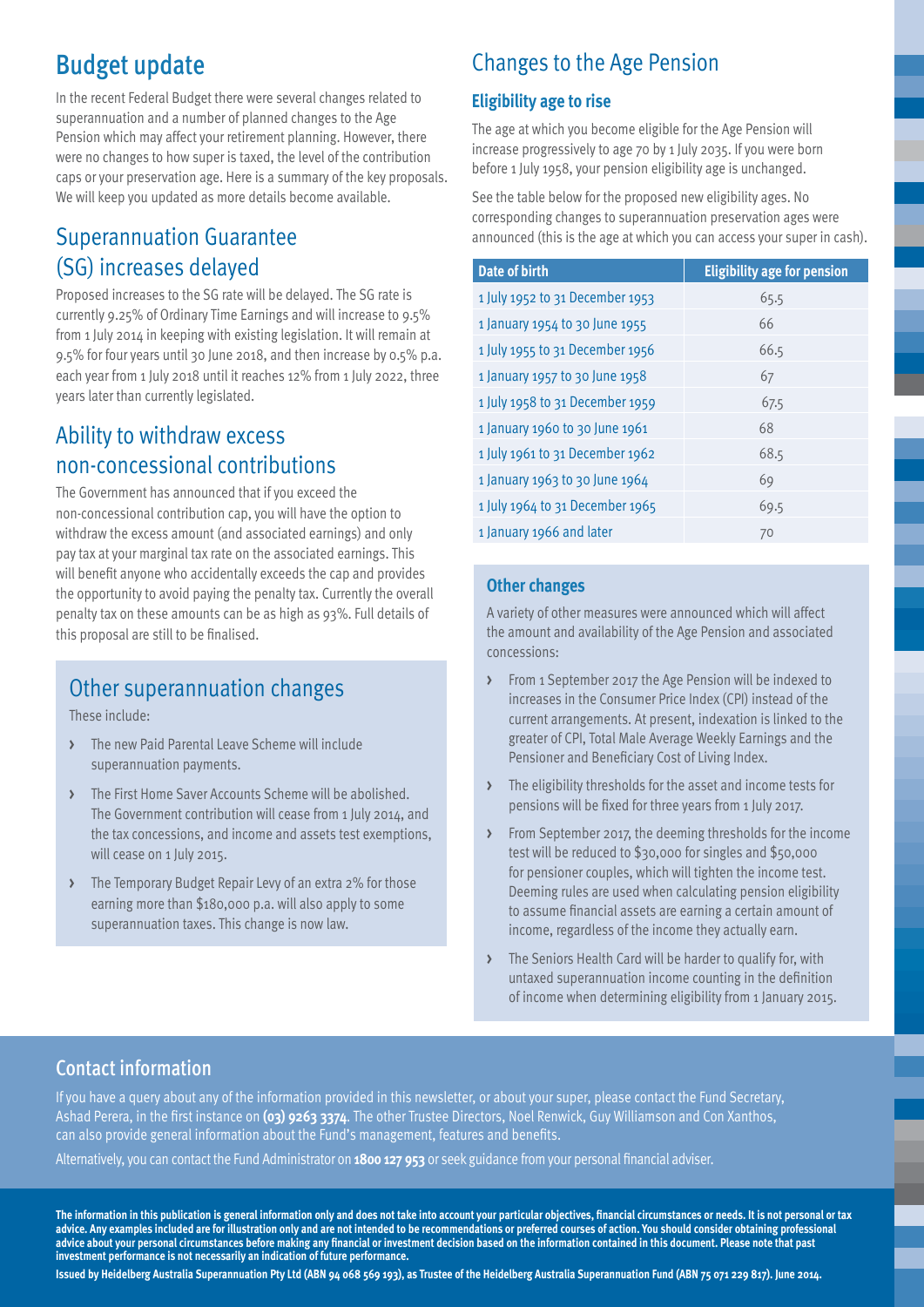# Budget update

In the recent Federal Budget there were several changes related to superannuation and a number of planned changes to the Age Pension which may affect your retirement planning. However, there were no changes to how super is taxed, the level of the contribution caps or your preservation age. Here is a summary of the key proposals. We will keep you updated as more details become available.

## Superannuation Guarantee (SG) increases delayed

Proposed increases to the SG rate will be delayed. The SG rate is currently 9.25% of Ordinary Time Earnings and will increase to 9.5% from 1 July 2014 in keeping with existing legislation. It will remain at 9.5% for four years until 30 June 2018, and then increase by 0.5% p.a. each year from 1 July 2018 until it reaches 12% from 1 July 2022, three years later than currently legislated.

## Ability to withdraw excess non-concessional contributions

The Government has announced that if you exceed the non-concessional contribution cap, you will have the option to withdraw the excess amount (and associated earnings) and only pay tax at your marginal tax rate on the associated earnings. This will benefit anyone who accidentally exceeds the cap and provides the opportunity to avoid paying the penalty tax. Currently the overall penalty tax on these amounts can be as high as 93%. Full details of this proposal are still to be finalised.

## Other superannuation changes

These include:

- The new Paid Parental Leave Scheme will include superannuation payments.
- The First Home Saver Accounts Scheme will be abolished. The Government contribution will cease from 1 July 2014, and the tax concessions, and income and assets test exemptions, will cease on 1 July 2015.
- The Temporary Budget Repair Levy of an extra 2% for those earning more than $180,000 p.a. will also apply to some superannuation taxes. This change is now law.

## Changes to the Age Pension

### Eligibility age to rise

The age at which you become eligible for the Age Pension will increase progressively to age 70 by 1 July 2035. If you were born before 1 July 1958, your pension eligibility age is unchanged.

See the table below for the proposed new eligibility ages. No corresponding changes to superannuation preservation ages were announced (this is the age at which you can access your super in cash).

| Date of birth | Eligibility age for pension |
|---|---|
| 1 July 1952 to 31 December 1953 | 65.5 |
| 1 January 1954 to 30 June 1955 | 66 |
| 1 July 1955 to 31 December 1956 | 66.5 |
| 1 January 1957 to 30 June 1958 | 67 |
| 1 July 1958 to 31 December 1959 | 67.5 |
| 1 January 1960 to 30 June 1961 | 68 |
| 1 July 1961 to 31 December 1962 | 68.5 |
| 1 January 1963 to 30 June 1964 | 69 |
| 1 July 1964 to 31 December 1965 | 69.5 |
| 1 January 1966 and later | 70 |

### Other changes

A variety of other measures were announced which will affect the amount and availability of the Age Pension and associated concessions:

- From 1 September 2017 the Age Pension will be indexed to increases in the Consumer Price Index (CPI) instead of the current arrangements. At present, indexation is linked to the greater of CPI, Total Male Average Weekly Earnings and the Pensioner and Beneficiary Cost of Living Index.
- The eligibility thresholds for the asset and income tests for pensions will be fixed for three years from 1 July 2017.
- From September 2017, the deeming thresholds for the income test will be reduced to $30,000 for singles and $50,000 for pensioner couples, which will tighten the income test. Deeming rules are used when calculating pension eligibility to assume financial assets are earning a certain amount of income, regardless of the income they actually earn.
- The Seniors Health Card will be harder to qualify for, with untaxed superannuation income counting in the definition of income when determining eligibility from 1 January 2015.

## Contact information

If you have a query about any of the information provided in this newsletter, or about your super, please contact the Fund Secretary, Ashad Perera, in the first instance on **(03) 9263 3374**. The other Trustee Directors, Noel Renwick, Guy Williamson and Con Xanthos, can also provide general information about the Fund's management, features and benefits.

Alternatively, you can contact the Fund Administrator on **1800 127 953** or seek guidance from your personal financial adviser.

**The information in this publication is general information only and does not take into account your particular objectives, financial circumstances or needs. It is not personal or tax advice. Any examples included are for illustration only and are not intended to be recommendations or preferred courses of action. You should consider obtaining professional advice about your personal circumstances before making any financial or investment decision based on the information contained in this document. Please note that past investment performance is not necessarily an indication of future performance.**

**Issued by Heidelberg Australia Superannuation Pty Ltd (ABN 94 068 569 193), as Trustee of the Heidelberg Australia Superannuation Fund (ABN 75 071 229 817). June 2014.**